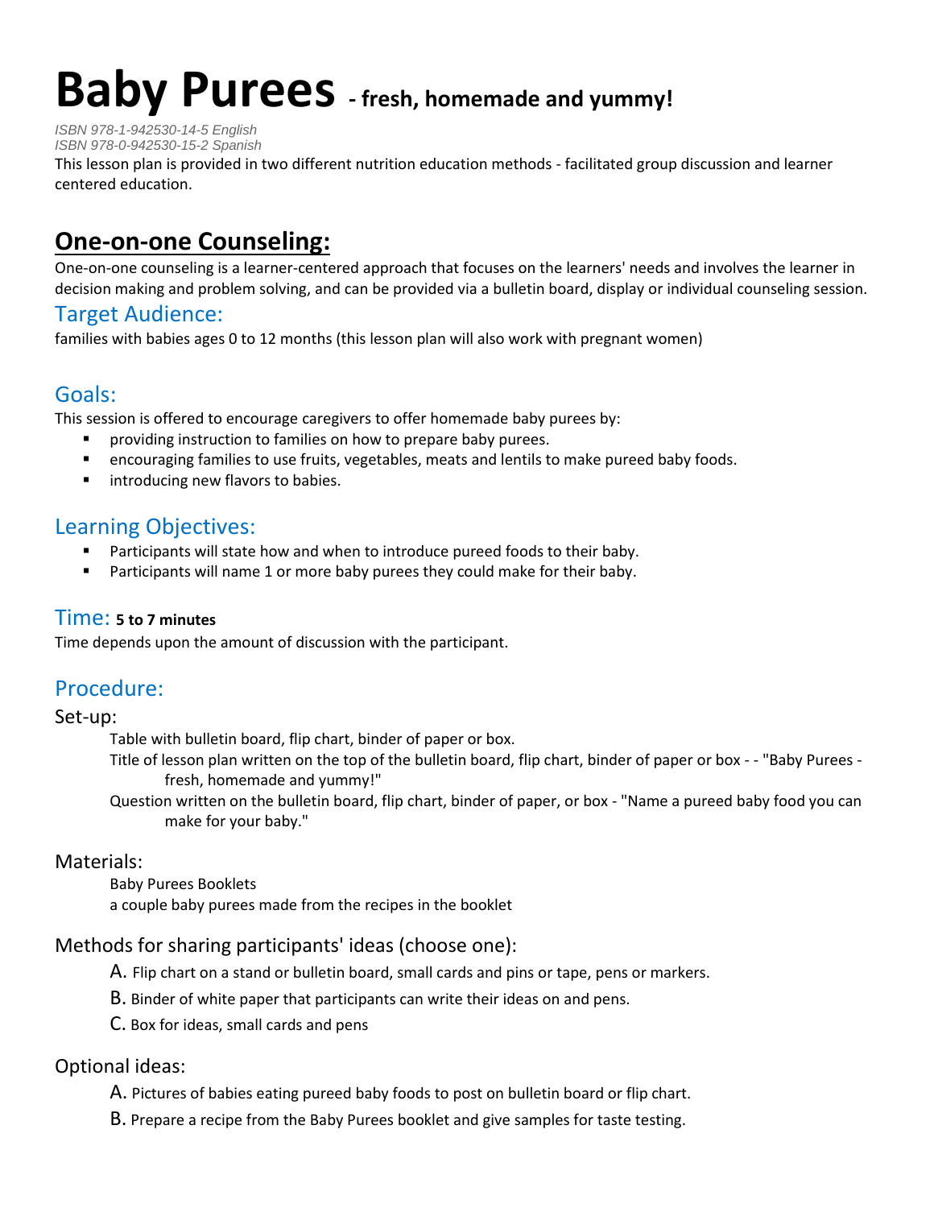# Baby Purees - fresh, homemade and yummy!

*ISBN 978-1-942530-14-5 English*
*ISBN 978-0-942530-15-2 Spanish*

This lesson plan is provided in two different nutrition education methods - facilitated group discussion and learner centered education.

## One-on-one Counseling:

One-on-one counseling is a learner-centered approach that focuses on the learners' needs and involves the learner in decision making and problem solving, and can be provided via a bulletin board, display or individual counseling session.

### Target Audience:

families with babies ages 0 to 12 months (this lesson plan will also work with pregnant women)

### Goals:

This session is offered to encourage caregivers to offer homemade baby purees by:

- providing instruction to families on how to prepare baby purees.
- encouraging families to use fruits, vegetables, meats and lentils to make pureed baby foods.
- introducing new flavors to babies.

### Learning Objectives:

- Participants will state how and when to introduce pureed foods to their baby.
- Participants will name 1 or more baby purees they could make for their baby.

### Time: **5 to 7 minutes**

Time depends upon the amount of discussion with the participant.

### Procedure:

#### Set-up:

Table with bulletin board, flip chart, binder of paper or box.

Title of lesson plan written on the top of the bulletin board, flip chart, binder of paper or box - - "Baby Purees - fresh, homemade and yummy!"

Question written on the bulletin board, flip chart, binder of paper, or box - "Name a pureed baby food you can make for your baby."

#### Materials:

Baby Purees Booklets

a couple baby purees made from the recipes in the booklet

#### Methods for sharing participants' ideas (choose one):

A. Flip chart on a stand or bulletin board, small cards and pins or tape, pens or markers.

B. Binder of white paper that participants can write their ideas on and pens.

C. Box for ideas, small cards and pens

#### Optional ideas:

A. Pictures of babies eating pureed baby foods to post on bulletin board or flip chart.

B. Prepare a recipe from the Baby Purees booklet and give samples for taste testing.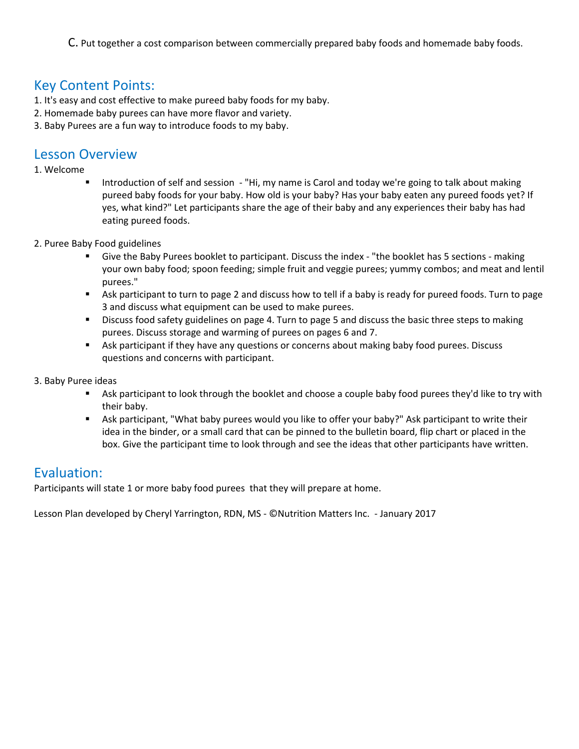C. Put together a cost comparison between commercially prepared baby foods and homemade baby foods.

## Key Content Points:

1. It's easy and cost effective to make pureed baby foods for my baby.
2. Homemade baby purees can have more flavor and variety.
3. Baby Purees are a fun way to introduce foods to my baby.

## Lesson Overview

1. Welcome
    - Introduction of self and session - "Hi, my name is Carol and today we're going to talk about making pureed baby foods for your baby. How old is your baby? Has your baby eaten any pureed foods yet? If yes, what kind?" Let participants share the age of their baby and any experiences their baby has had eating pureed foods.

2. Puree Baby Food guidelines
    - Give the Baby Purees booklet to participant. Discuss the index - "the booklet has 5 sections - making your own baby food; spoon feeding; simple fruit and veggie purees; yummy combos; and meat and lentil purees."
    - Ask participant to turn to page 2 and discuss how to tell if a baby is ready for pureed foods. Turn to page 3 and discuss what equipment can be used to make purees.
    - Discuss food safety guidelines on page 4. Turn to page 5 and discuss the basic three steps to making purees. Discuss storage and warming of purees on pages 6 and 7.
    - Ask participant if they have any questions or concerns about making baby food purees. Discuss questions and concerns with participant.

3. Baby Puree ideas
    - Ask participant to look through the booklet and choose a couple baby food purees they'd like to try with their baby.
    - Ask participant, "What baby purees would you like to offer your baby?" Ask participant to write their idea in the binder, or a small card that can be pinned to the bulletin board, flip chart or placed in the box. Give the participant time to look through and see the ideas that other participants have written.

## Evaluation:

Participants will state 1 or more baby food purees that they will prepare at home.

Lesson Plan developed by Cheryl Yarrington, RDN, MS - ©Nutrition Matters Inc. - January 2017